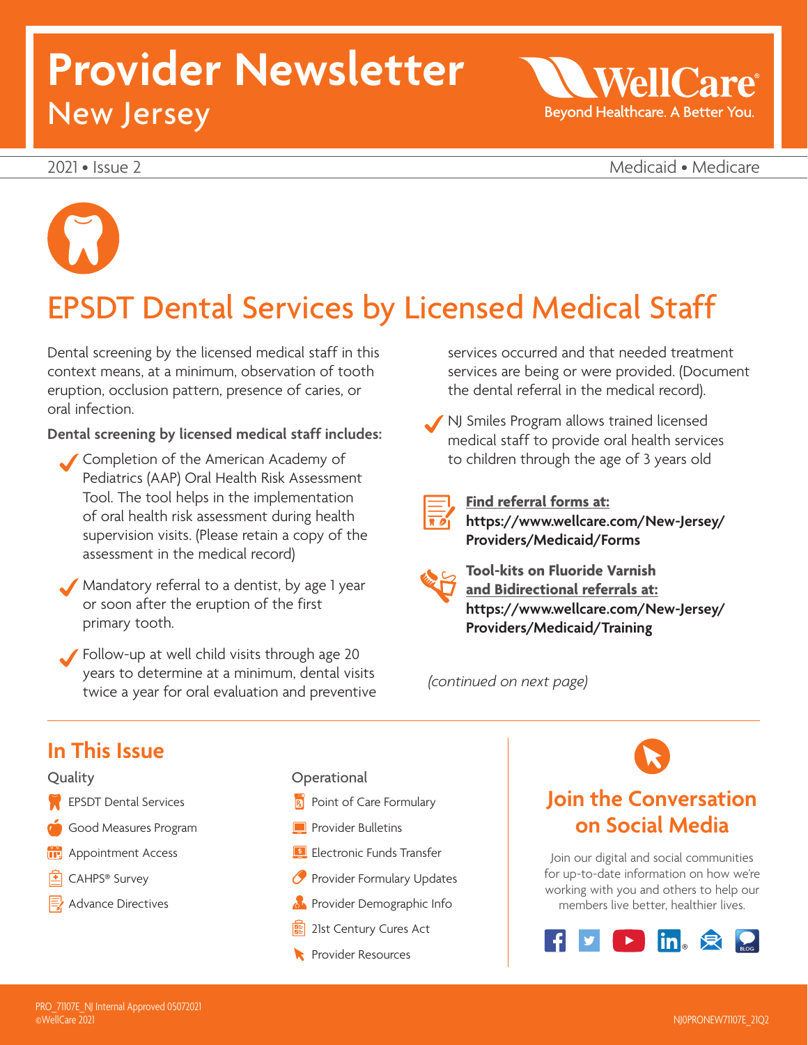# Provider Newsletter
## New Jersey

WellCare
Beyond Healthcare. A Better You.

2021 • Issue 2

Medicaid • Medicare

# EPSDT Dental Services by Licensed Medical Staff

Dental screening by the licensed medical staff in this context means, at a minimum, observation of tooth eruption, occlusion pattern, presence of caries, or oral infection.

**Dental screening by licensed medical staff includes:**

- Completion of the American Academy of Pediatrics (AAP) Oral Health Risk Assessment Tool. The tool helps in the implementation of oral health risk assessment during health supervision visits. (Please retain a copy of the assessment in the medical record)
- Mandatory referral to a dentist, by age 1 year or soon after the eruption of the first primary tooth.
- Follow-up at well child visits through age 20 years to determine at a minimum, dental visits twice a year for oral evaluation and preventive services occurred and that needed treatment services are being or were provided. (Document the dental referral in the medical record).
- NJ Smiles Program allows trained licensed medical staff to provide oral health services to children through the age of 3 years old

**Find referral forms at:**
**https://www.wellcare.com/New-Jersey/Providers/Medicaid/Forms**

**Tool-kits on Fluoride Varnish and Bidirectional referrals at:**
**https://www.wellcare.com/New-Jersey/Providers/Medicaid/Training**

*(continued on next page)*

## In This Issue

**Quality**

- EPSDT Dental Services
- Good Measures Program
- Appointment Access
- CAHPS® Survey
- Advance Directives

**Operational**

- Point of Care Formulary
- Provider Bulletins
- Electronic Funds Transfer
- Provider Formulary Updates
- Provider Demographic Info
- 21st Century Cures Act
- Provider Resources

## Join the Conversation on Social Media

Join our digital and social communities for up-to-date information on how we're working with you and others to help our members live better, healthier lives.

PRO_71107E_NJ Internal Approved 05072021
©WellCare 2021

NJ0PRONEW71107E_21Q2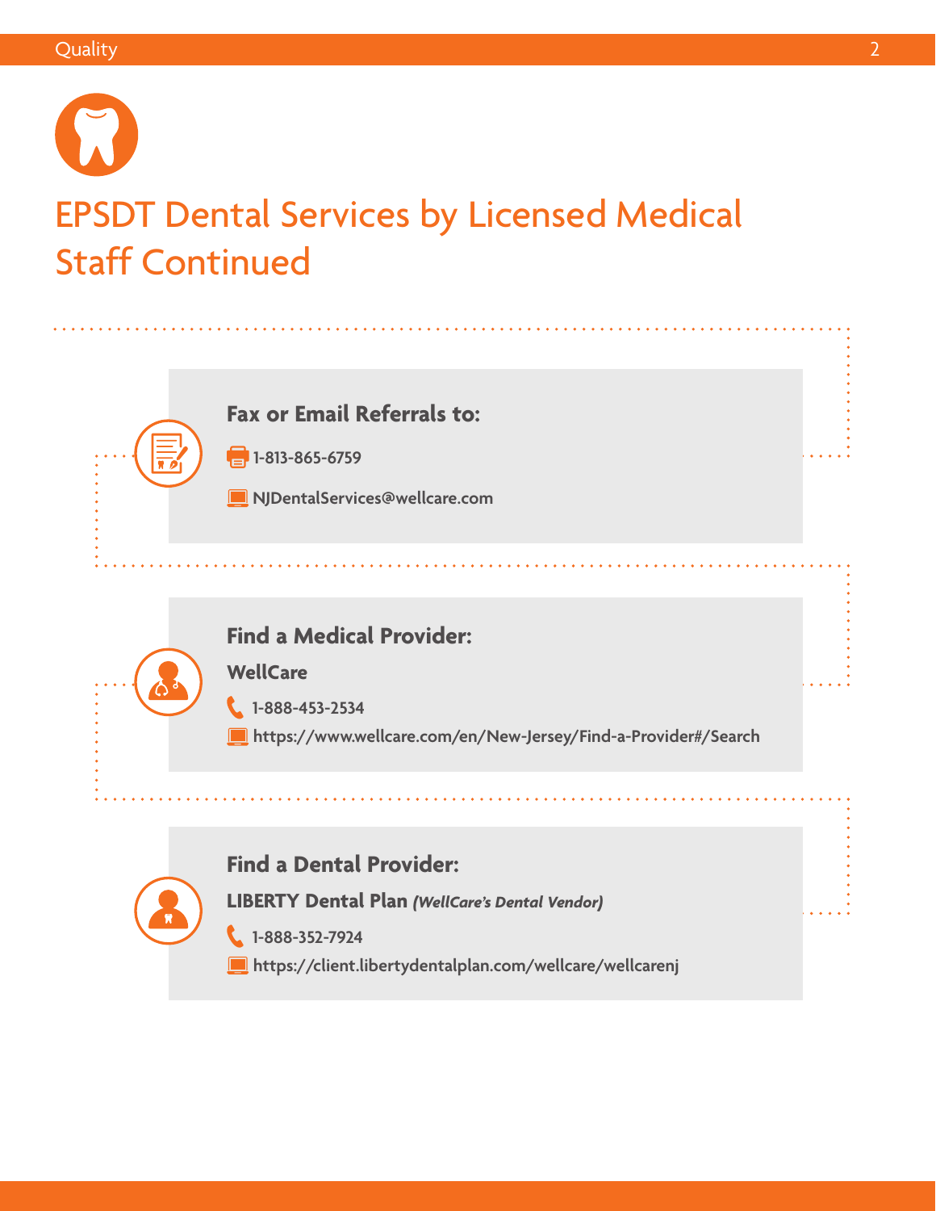# EPSDT Dental Services by Licensed Medical Staff Continued

### Fax or Email Referrals to:

1-813-865-6759

NJDentalServices@wellcare.com

### Find a Medical Provider:

**WellCare**

1-888-453-2534

https://www.wellcare.com/en/New-Jersey/Find-a-Provider#/Search

### Find a Dental Provider:

**LIBERTY Dental Plan** ***(WellCare's Dental Vendor)***

1-888-352-7924

https://client.libertydentalplan.com/wellcare/wellcarenj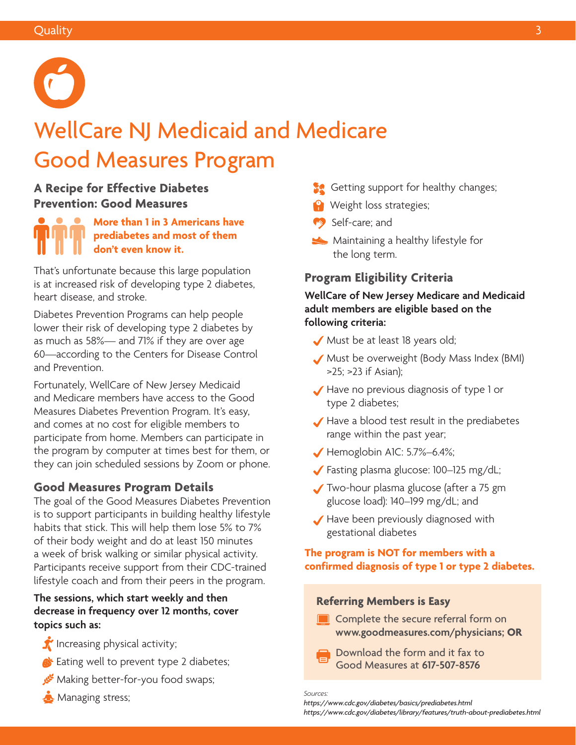# WellCare NJ Medicaid and Medicare Good Measures Program

## A Recipe for Effective Diabetes Prevention: Good Measures

**More than 1 in 3 Americans have prediabetes and most of them don't even know it.**

That's unfortunate because this large population is at increased risk of developing type 2 diabetes, heart disease, and stroke.

Diabetes Prevention Programs can help people lower their risk of developing type 2 diabetes by as much as 58%— and 71% if they are over age 60—according to the Centers for Disease Control and Prevention.

Fortunately, WellCare of New Jersey Medicaid and Medicare members have access to the Good Measures Diabetes Prevention Program. It's easy, and comes at no cost for eligible members to participate from home. Members can participate in the program by computer at times best for them, or they can join scheduled sessions by Zoom or phone.

### Good Measures Program Details

The goal of the Good Measures Diabetes Prevention is to support participants in building healthy lifestyle habits that stick. This will help them lose 5% to 7% of their body weight and do at least 150 minutes a week of brisk walking or similar physical activity. Participants receive support from their CDC-trained lifestyle coach and from their peers in the program.

**The sessions, which start weekly and then decrease in frequency over 12 months, cover topics such as:**

- Increasing physical activity;
- Eating well to prevent type 2 diabetes;
- Making better-for-you food swaps;
- Managing stress;
- Getting support for healthy changes;
- Weight loss strategies;
- Self-care; and
- Maintaining a healthy lifestyle for the long term.

### Program Eligibility Criteria

**WellCare of New Jersey Medicare and Medicaid adult members are eligible based on the following criteria:**

- Must be at least 18 years old;
- Must be overweight (Body Mass Index (BMI) >25; >23 if Asian);
- Have no previous diagnosis of type 1 or type 2 diabetes;
- Have a blood test result in the prediabetes range within the past year;
- Hemoglobin A1C: 5.7%–6.4%;
- Fasting plasma glucose: 100–125 mg/dL;
- Two-hour plasma glucose (after a 75 gm glucose load): 140–199 mg/dL; and
- Have been previously diagnosed with gestational diabetes

**The program is NOT for members with a confirmed diagnosis of type 1 or type 2 diabetes.**

### Referring Members is Easy

- Complete the secure referral form on **www.goodmeasures.com/physicians; OR**
- Download the form and it fax to Good Measures at **617-507-8576**

*Sources:*
*https://www.cdc.gov/diabetes/basics/prediabetes.html*
*https://www.cdc.gov/diabetes/library/features/truth-about-prediabetes.html*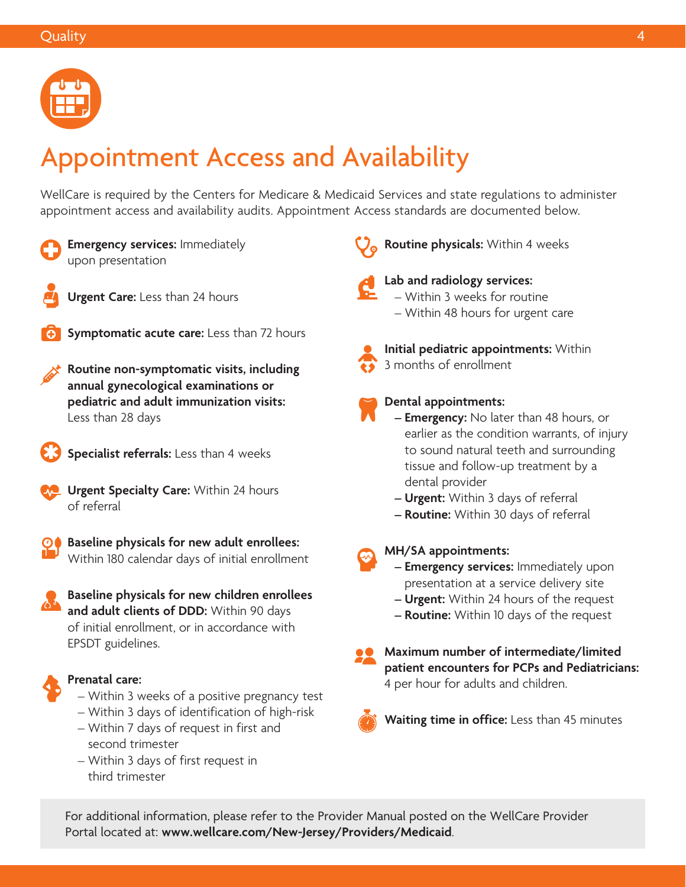# Appointment Access and Availability

WellCare is required by the Centers for Medicare & Medicaid Services and state regulations to administer appointment access and availability audits. Appointment Access standards are documented below.

**Emergency services:** Immediately upon presentation

**Urgent Care:** Less than 24 hours

**Symptomatic acute care:** Less than 72 hours

**Routine non-symptomatic visits, including annual gynecological examinations or pediatric and adult immunization visits:** Less than 28 days

**Specialist referrals:** Less than 4 weeks

**Urgent Specialty Care:** Within 24 hours of referral

**Baseline physicals for new adult enrollees:** Within 180 calendar days of initial enrollment

**Baseline physicals for new children enrollees and adult clients of DDD:** Within 90 days of initial enrollment, or in accordance with EPSDT guidelines.

**Prenatal care:**
- Within 3 weeks of a positive pregnancy test
- Within 3 days of identification of high-risk
- Within 7 days of request in first and second trimester
- Within 3 days of first request in third trimester

**Routine physicals:** Within 4 weeks

**Lab and radiology services:**
- Within 3 weeks for routine
- Within 48 hours for urgent care

**Initial pediatric appointments:** Within 3 months of enrollment

**Dental appointments:**
- **Emergency:** No later than 48 hours, or earlier as the condition warrants, of injury to sound natural teeth and surrounding tissue and follow-up treatment by a dental provider
- **Urgent:** Within 3 days of referral
- **Routine:** Within 30 days of referral

**MH/SA appointments:**
- **Emergency services:** Immediately upon presentation at a service delivery site
- **Urgent:** Within 24 hours of the request
- **Routine:** Within 10 days of the request

**Maximum number of intermediate/limited patient encounters for PCPs and Pediatricians:** 4 per hour for adults and children.

**Waiting time in office:** Less than 45 minutes

For additional information, please refer to the Provider Manual posted on the WellCare Provider Portal located at: **www.wellcare.com/New-Jersey/Providers/Medicaid**.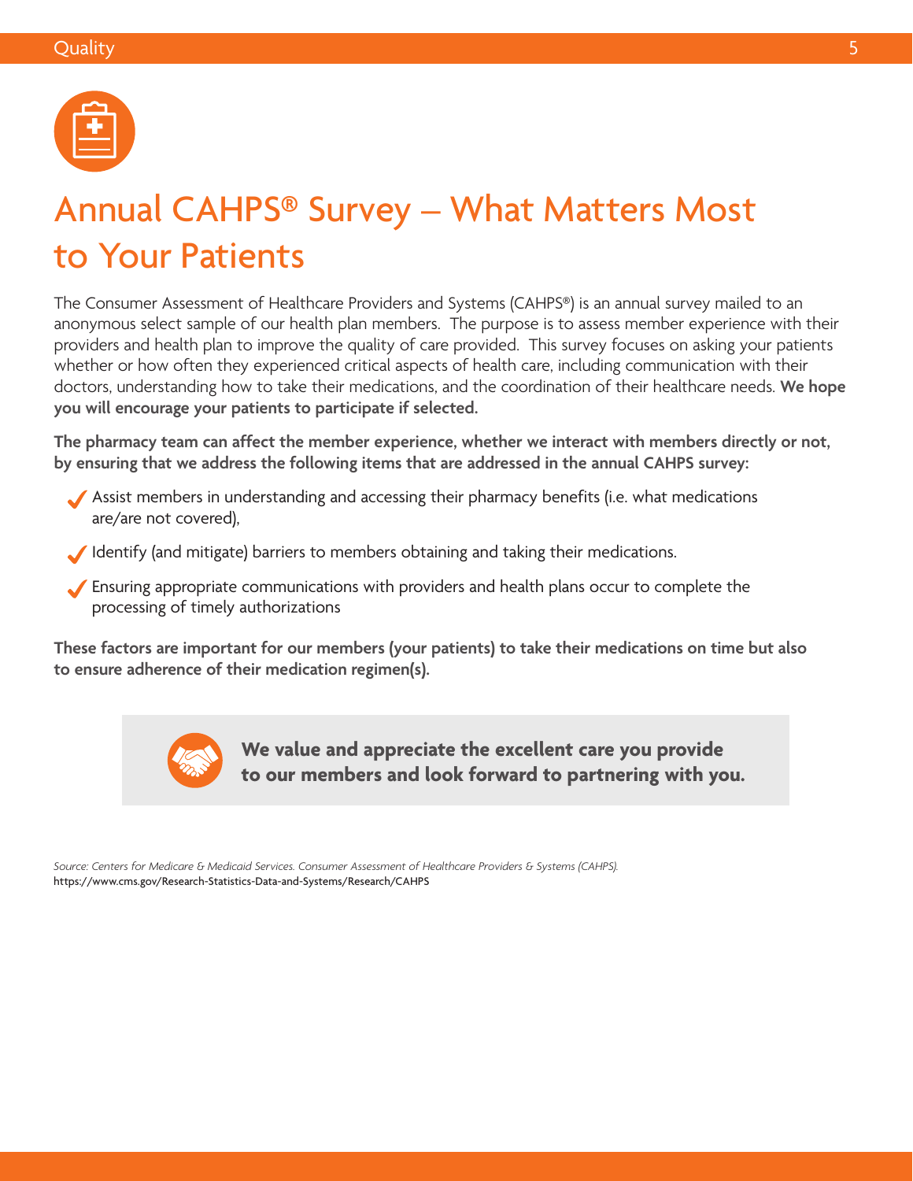# Annual CAHPS® Survey – What Matters Most to Your Patients

The Consumer Assessment of Healthcare Providers and Systems (CAHPS®) is an annual survey mailed to an anonymous select sample of our health plan members. The purpose is to assess member experience with their providers and health plan to improve the quality of care provided. This survey focuses on asking your patients whether or how often they experienced critical aspects of health care, including communication with their doctors, understanding how to take their medications, and the coordination of their healthcare needs. **We hope you will encourage your patients to participate if selected.**

**The pharmacy team can affect the member experience, whether we interact with members directly or not, by ensuring that we address the following items that are addressed in the annual CAHPS survey:**

- ✓ Assist members in understanding and accessing their pharmacy benefits (i.e. what medications are/are not covered),
- ✓ Identify (and mitigate) barriers to members obtaining and taking their medications.
- ✓ Ensuring appropriate communications with providers and health plans occur to complete the processing of timely authorizations

**These factors are important for our members (your patients) to take their medications on time but also to ensure adherence of their medication regimen(s).**

**We value and appreciate the excellent care you provide to our members and look forward to partnering with you.**

*Source: Centers for Medicare & Medicaid Services. Consumer Assessment of Healthcare Providers & Systems (CAHPS).*
https://www.cms.gov/Research-Statistics-Data-and-Systems/Research/CAHPS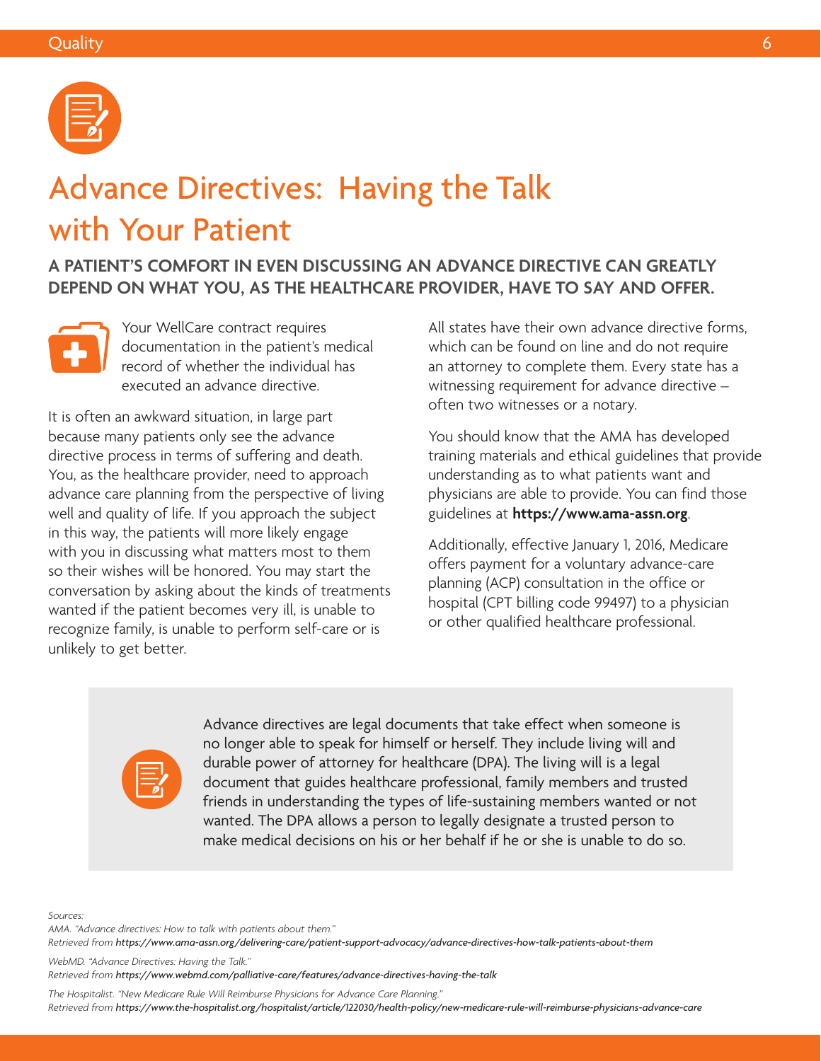# Advance Directives: Having the Talk with Your Patient

**A PATIENT'S COMFORT IN EVEN DISCUSSING AN ADVANCE DIRECTIVE CAN GREATLY DEPEND ON WHAT YOU, AS THE HEALTHCARE PROVIDER, HAVE TO SAY AND OFFER.**

Your WellCare contract requires documentation in the patient's medical record of whether the individual has executed an advance directive.

It is often an awkward situation, in large part because many patients only see the advance directive process in terms of suffering and death. You, as the healthcare provider, need to approach advance care planning from the perspective of living well and quality of life. If you approach the subject in this way, the patients will more likely engage with you in discussing what matters most to them so their wishes will be honored. You may start the conversation by asking about the kinds of treatments wanted if the patient becomes very ill, is unable to recognize family, is unable to perform self-care or is unlikely to get better.

All states have their own advance directive forms, which can be found on line and do not require an attorney to complete them. Every state has a witnessing requirement for advance directive – often two witnesses or a notary.

You should know that the AMA has developed training materials and ethical guidelines that provide understanding as to what patients want and physicians are able to provide. You can find those guidelines at **https://www.ama-assn.org**.

Additionally, effective January 1, 2016, Medicare offers payment for a voluntary advance-care planning (ACP) consultation in the office or hospital (CPT billing code 99497) to a physician or other qualified healthcare professional.

Advance directives are legal documents that take effect when someone is no longer able to speak for himself or herself. They include living will and durable power of attorney for healthcare (DPA). The living will is a legal document that guides healthcare professional, family members and trusted friends in understanding the types of life-sustaining members wanted or not wanted. The DPA allows a person to legally designate a trusted person to make medical decisions on his or her behalf if he or she is unable to do so.

*Sources:*

*AMA. "Advance directives: How to talk with patients about them."*
*Retrieved from* ***https://www.ama-assn.org/delivering-care/patient-support-advocacy/advance-directives-how-talk-patients-about-them***

*WebMD. "Advance Directives: Having the Talk."*
*Retrieved from* ***https://www.webmd.com/palliative-care/features/advance-directives-having-the-talk***

*The Hospitalist. "New Medicare Rule Will Reimburse Physicians for Advance Care Planning."*
*Retrieved from* ***https://www.the-hospitalist.org/hospitalist/article/122030/health-policy/new-medicare-rule-will-reimburse-physicians-advance-care***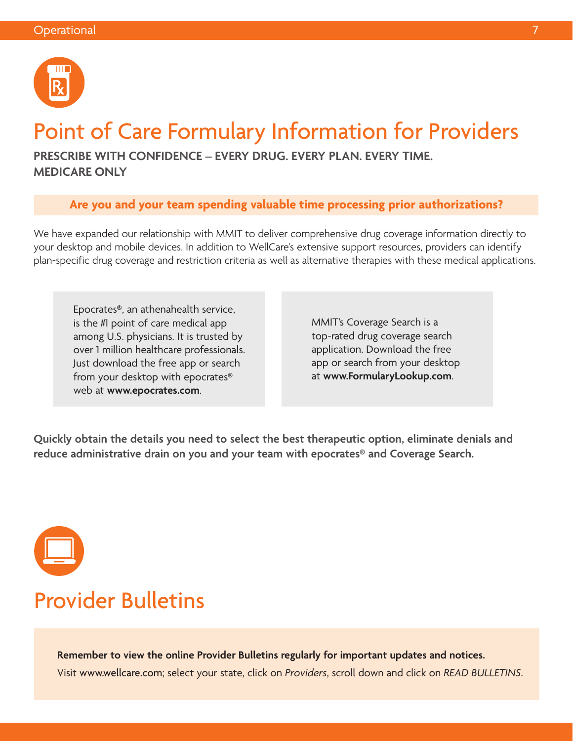# Point of Care Formulary Information for Providers

**PRESCRIBE WITH CONFIDENCE – EVERY DRUG. EVERY PLAN. EVERY TIME.**
**MEDICARE ONLY**

**Are you and your team spending valuable time processing prior authorizations?**

We have expanded our relationship with MMIT to deliver comprehensive drug coverage information directly to your desktop and mobile devices. In addition to WellCare's extensive support resources, providers can identify plan-specific drug coverage and restriction criteria as well as alternative therapies with these medical applications.

Epocrates®, an athenahealth service, is the #1 point of care medical app among U.S. physicians. It is trusted by over 1 million healthcare professionals. Just download the free app or search from your desktop with epocrates® web at **www.epocrates.com**.

MMIT's Coverage Search is a top-rated drug coverage search application. Download the free app or search from your desktop at **www.FormularyLookup.com**.

**Quickly obtain the details you need to select the best therapeutic option, eliminate denials and reduce administrative drain on you and your team with epocrates® and Coverage Search.**

# Provider Bulletins

**Remember to view the online Provider Bulletins regularly for important updates and notices.**

Visit www.wellcare.com; select your state, click on *Providers*, scroll down and click on *READ BULLETINS*.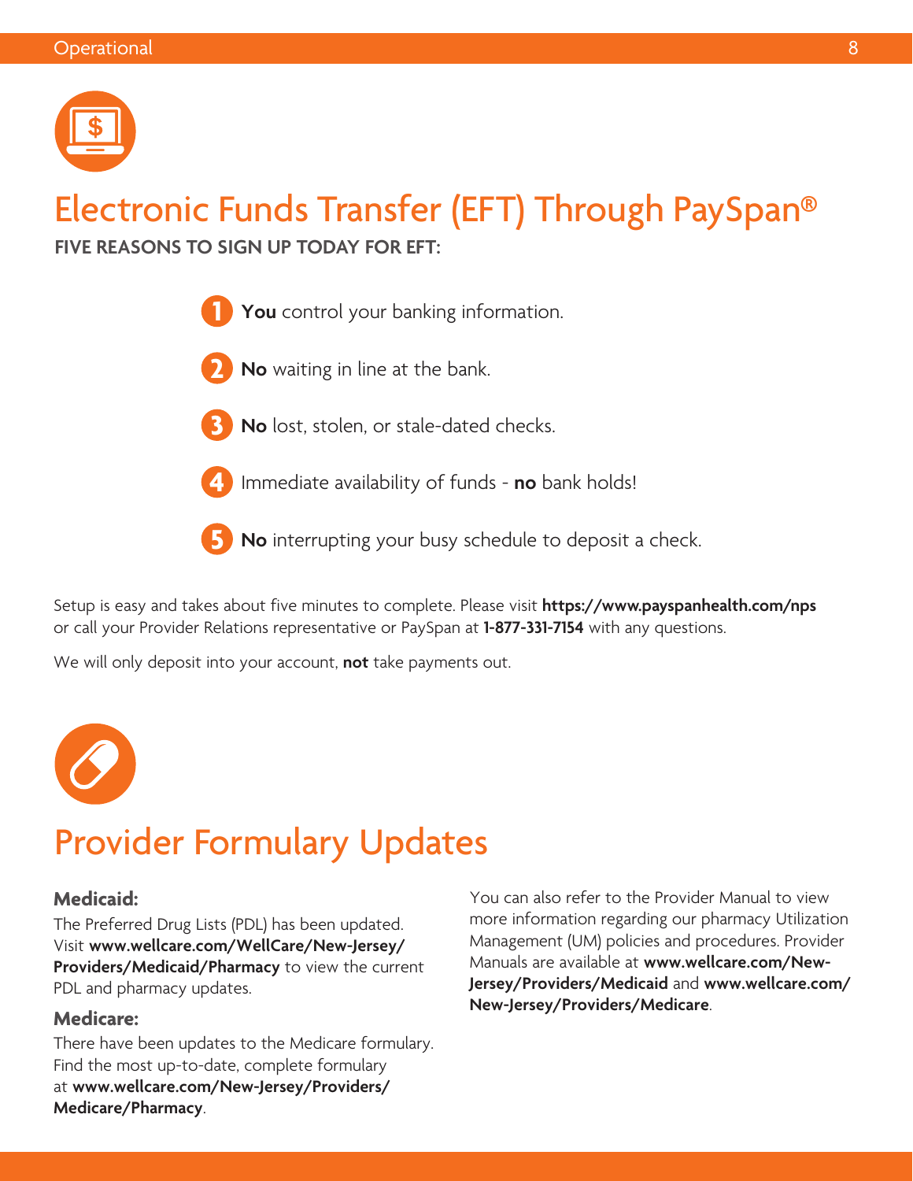# Electronic Funds Transfer (EFT) Through PaySpan®

**FIVE REASONS TO SIGN UP TODAY FOR EFT:**

1. **You** control your banking information.
2. **No** waiting in line at the bank.
3. **No** lost, stolen, or stale-dated checks.
4. Immediate availability of funds - **no** bank holds!
5. **No** interrupting your busy schedule to deposit a check.

Setup is easy and takes about five minutes to complete. Please visit **https://www.payspanhealth.com/nps** or call your Provider Relations representative or PaySpan at **1-877-331-7154** with any questions.

We will only deposit into your account, **not** take payments out.

# Provider Formulary Updates

### Medicaid:

The Preferred Drug Lists (PDL) has been updated. Visit **www.wellcare.com/WellCare/New-Jersey/Providers/Medicaid/Pharmacy** to view the current PDL and pharmacy updates.

### Medicare:

There have been updates to the Medicare formulary. Find the most up-to-date, complete formulary at **www.wellcare.com/New-Jersey/Providers/Medicare/Pharmacy**.

You can also refer to the Provider Manual to view more information regarding our pharmacy Utilization Management (UM) policies and procedures. Provider Manuals are available at **www.wellcare.com/New-Jersey/Providers/Medicaid** and **www.wellcare.com/New-Jersey/Providers/Medicare**.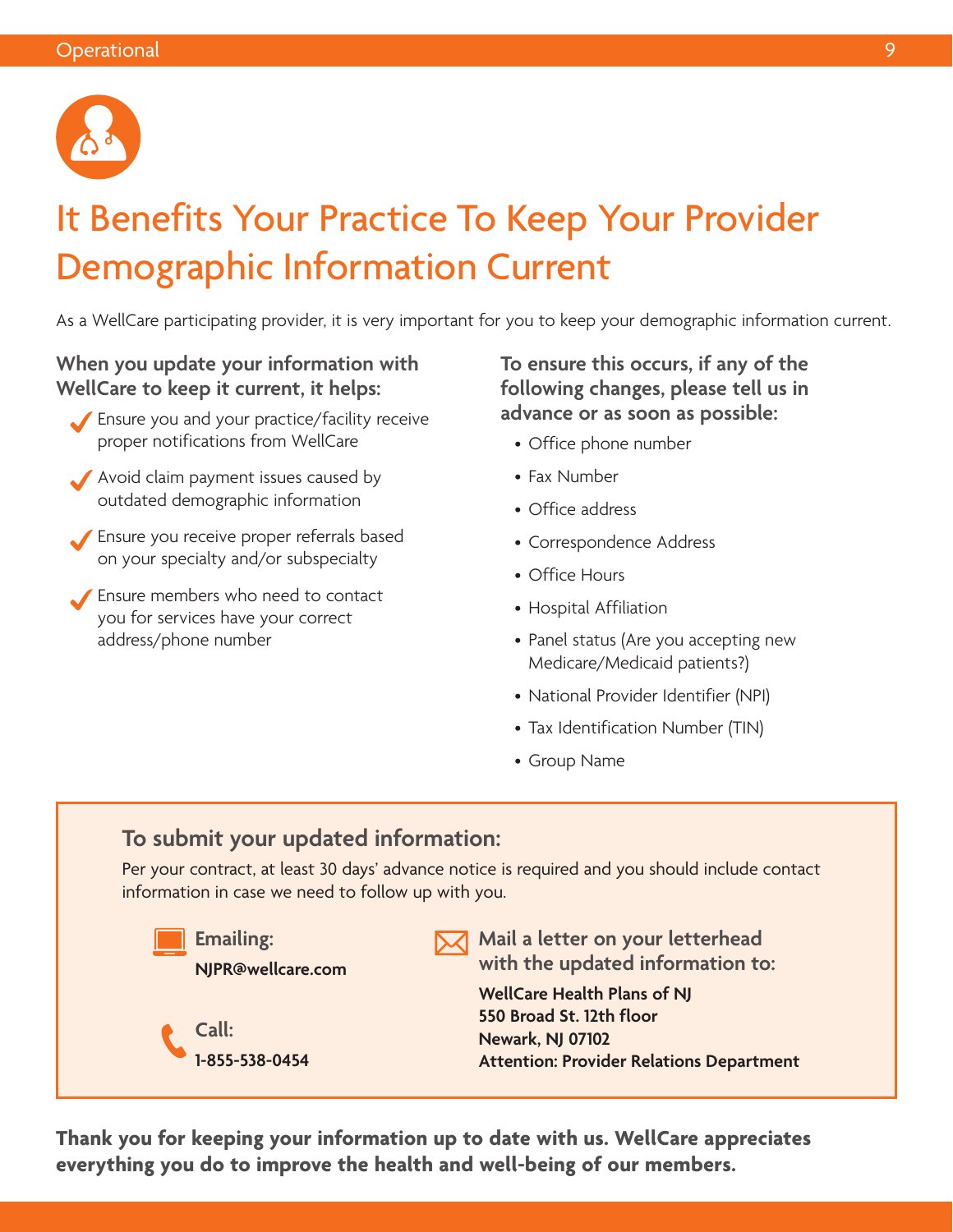# It Benefits Your Practice To Keep Your Provider Demographic Information Current

As a WellCare participating provider, it is very important for you to keep your demographic information current.

**When you update your information with WellCare to keep it current, it helps:**

- ✓ Ensure you and your practice/facility receive proper notifications from WellCare
- ✓ Avoid claim payment issues caused by outdated demographic information
- ✓ Ensure you receive proper referrals based on your specialty and/or subspecialty
- ✓ Ensure members who need to contact you for services have your correct address/phone number

**To ensure this occurs, if any of the following changes, please tell us in advance or as soon as possible:**

- Office phone number
- Fax Number
- Office address
- Correspondence Address
- Office Hours
- Hospital Affiliation
- Panel status (Are you accepting new Medicare/Medicaid patients?)
- National Provider Identifier (NPI)
- Tax Identification Number (TIN)
- Group Name

## To submit your updated information:

Per your contract, at least 30 days' advance notice is required and you should include contact information in case we need to follow up with you.

**Emailing:**
**NJPR@wellcare.com**

**Call:**
**1-855-538-0454**

**Mail a letter on your letterhead with the updated information to:**

**WellCare Health Plans of NJ**
**550 Broad St. 12th floor**
**Newark, NJ 07102**
**Attention: Provider Relations Department**

**Thank you for keeping your information up to date with us. WellCare appreciates everything you do to improve the health and well-being of our members.**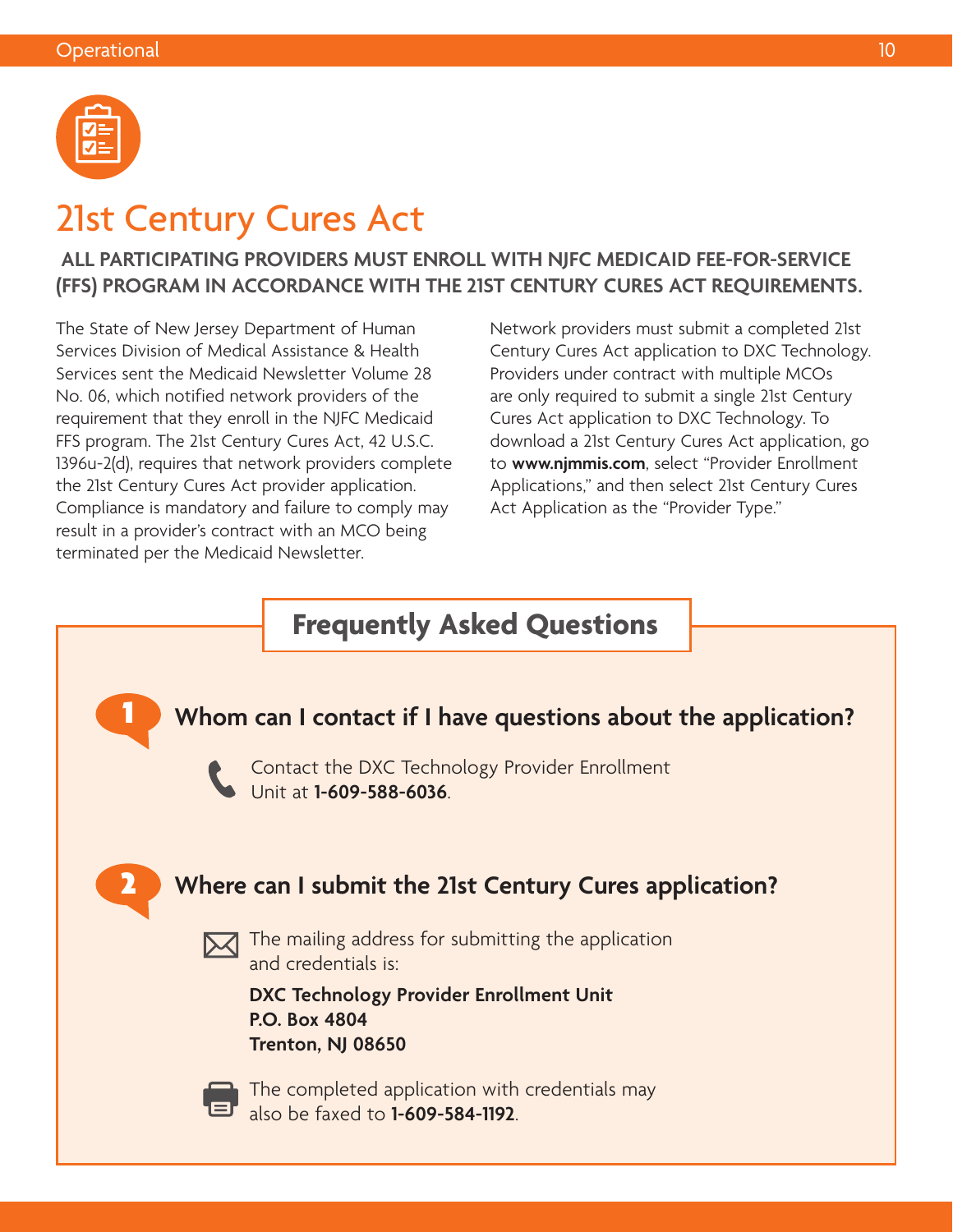# 21st Century Cures Act

**ALL PARTICIPATING PROVIDERS MUST ENROLL WITH NJFC MEDICAID FEE-FOR-SERVICE (FFS) PROGRAM IN ACCORDANCE WITH THE 21ST CENTURY CURES ACT REQUIREMENTS.**

The State of New Jersey Department of Human Services Division of Medical Assistance & Health Services sent the Medicaid Newsletter Volume 28 No. 06, which notified network providers of the requirement that they enroll in the NJFC Medicaid FFS program. The 21st Century Cures Act, 42 U.S.C. 1396u-2(d), requires that network providers complete the 21st Century Cures Act provider application. Compliance is mandatory and failure to comply may result in a provider's contract with an MCO being terminated per the Medicaid Newsletter.

Network providers must submit a completed 21st Century Cures Act application to DXC Technology. Providers under contract with multiple MCOs are only required to submit a single 21st Century Cures Act application to DXC Technology. To download a 21st Century Cures Act application, go to **www.njmmis.com**, select "Provider Enrollment Applications," and then select 21st Century Cures Act Application as the "Provider Type."

## Frequently Asked Questions

### 1 Whom can I contact if I have questions about the application?

Contact the DXC Technology Provider Enrollment Unit at **1-609-588-6036**.

### 2 Where can I submit the 21st Century Cures application?

The mailing address for submitting the application and credentials is:

**DXC Technology Provider Enrollment Unit**
**P.O. Box 4804**
**Trenton, NJ 08650**

The completed application with credentials may also be faxed to **1-609-584-1192**.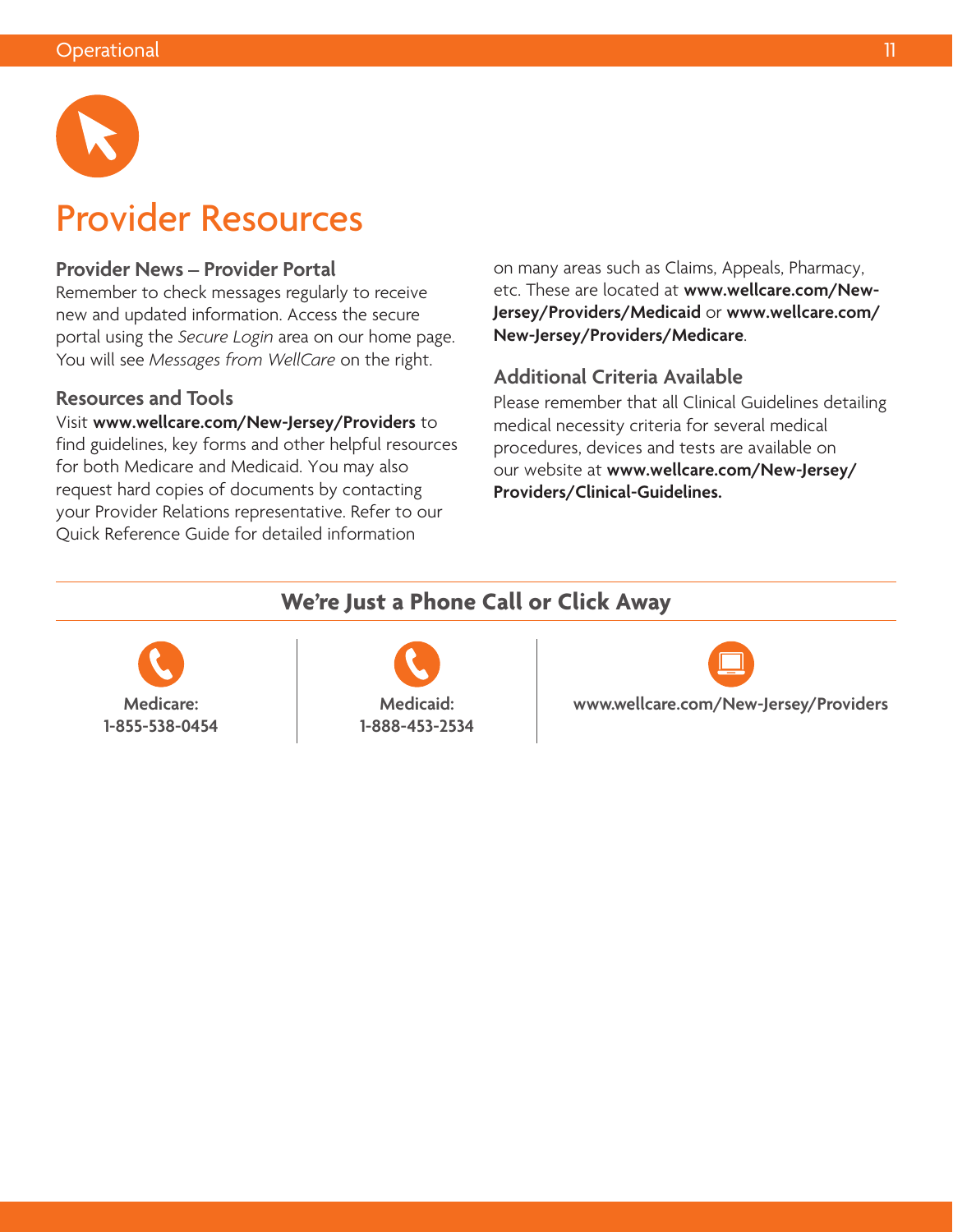# Provider Resources

### Provider News – Provider Portal

Remember to check messages regularly to receive new and updated information. Access the secure portal using the *Secure Login* area on our home page. You will see *Messages from WellCare* on the right.

### Resources and Tools

Visit **www.wellcare.com/New-Jersey/Providers** to find guidelines, key forms and other helpful resources for both Medicare and Medicaid. You may also request hard copies of documents by contacting your Provider Relations representative. Refer to our Quick Reference Guide for detailed information on many areas such as Claims, Appeals, Pharmacy, etc. These are located at **www.wellcare.com/New-Jersey/Providers/Medicaid** or **www.wellcare.com/New-Jersey/Providers/Medicare**.

### Additional Criteria Available

Please remember that all Clinical Guidelines detailing medical necessity criteria for several medical procedures, devices and tests are available on our website at **www.wellcare.com/New-Jersey/Providers/Clinical-Guidelines.**

## We're Just a Phone Call or Click Away

**Medicare: 1-855-538-0454**

**Medicaid: 1-888-453-2534**

**www.wellcare.com/New-Jersey/Providers**